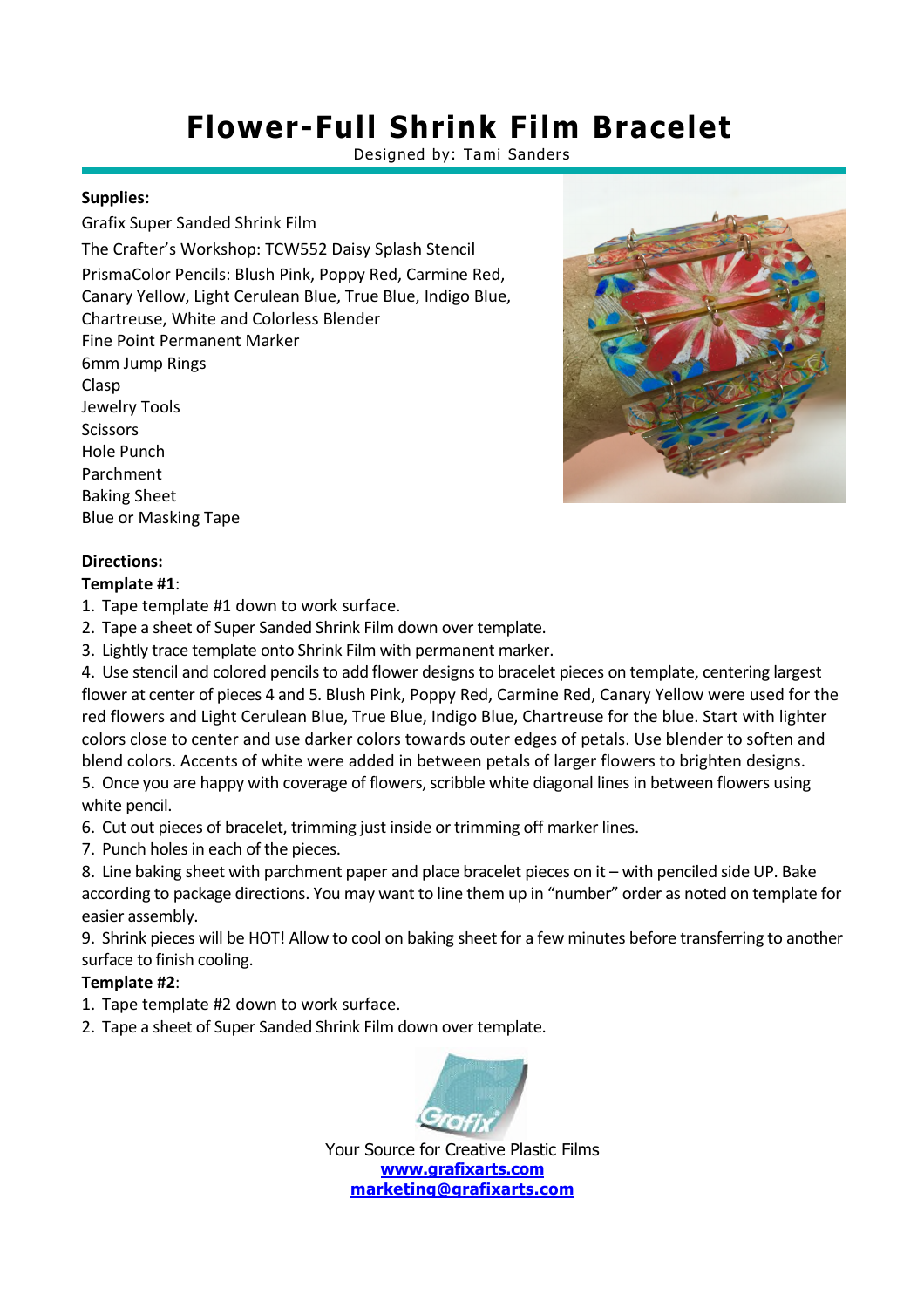# Flower-Full Shrink Film Bracelet

Designed by: Tami Sanders

**Supplies:**

Grafix Super Sanded Shrink Film
The Crafter's Workshop: TCW552 Daisy Splash Stencil
PrismaColor Pencils: Blush Pink, Poppy Red, Carmine Red, Canary Yellow, Light Cerulean Blue, True Blue, Indigo Blue, Chartreuse, White and Colorless Blender
Fine Point Permanent Marker
6mm Jump Rings
Clasp
Jewelry Tools
Scissors
Hole Punch
Parchment
Baking Sheet
Blue or Masking Tape

**Directions:**

**Template #1**:

1. Tape template #1 down to work surface.
2. Tape a sheet of Super Sanded Shrink Film down over template.
3. Lightly trace template onto Shrink Film with permanent marker.
4. Use stencil and colored pencils to add flower designs to bracelet pieces on template, centering largest flower at center of pieces 4 and 5. Blush Pink, Poppy Red, Carmine Red, Canary Yellow were used for the red flowers and Light Cerulean Blue, True Blue, Indigo Blue, Chartreuse for the blue. Start with lighter colors close to center and use darker colors towards outer edges of petals. Use blender to soften and blend colors. Accents of white were added in between petals of larger flowers to brighten designs.
5. Once you are happy with coverage of flowers, scribble white diagonal lines in between flowers using white pencil.
6. Cut out pieces of bracelet, trimming just inside or trimming off marker lines.
7. Punch holes in each of the pieces.
8. Line baking sheet with parchment paper and place bracelet pieces on it – with penciled side UP. Bake according to package directions. You may want to line them up in "number" order as noted on template for easier assembly.
9. Shrink pieces will be HOT! Allow to cool on baking sheet for a few minutes before transferring to another surface to finish cooling.

**Template #2**:

1. Tape template #2 down to work surface.
2. Tape a sheet of Super Sanded Shrink Film down over template.

Your Source for Creative Plastic Films
**www.grafixarts.com**
**marketing@grafixarts.com**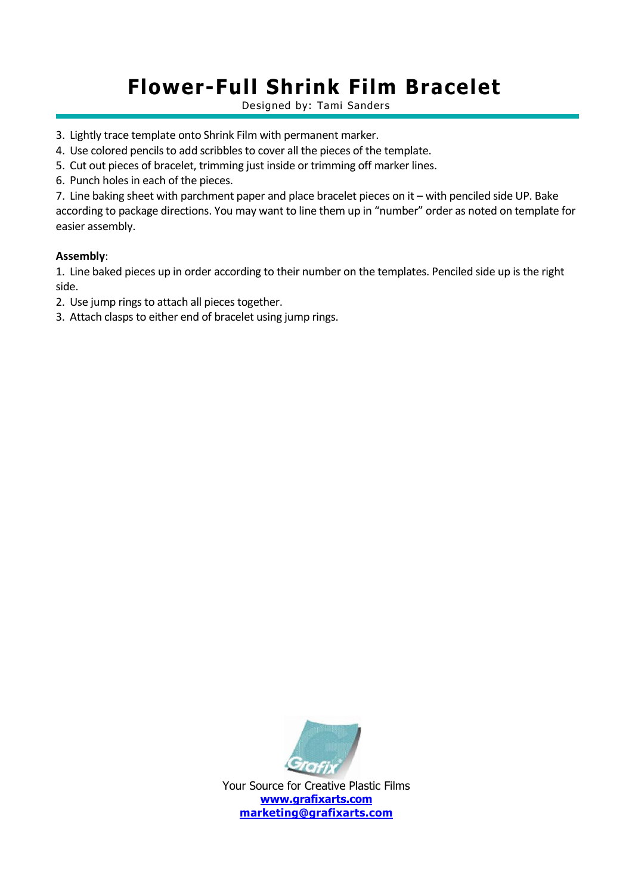# Flower-Full Shrink Film Bracelet

Designed by: Tami Sanders

3. Lightly trace template onto Shrink Film with permanent marker.
4. Use colored pencils to add scribbles to cover all the pieces of the template.
5. Cut out pieces of bracelet, trimming just inside or trimming off marker lines.
6. Punch holes in each of the pieces.
7. Line baking sheet with parchment paper and place bracelet pieces on it – with penciled side UP. Bake according to package directions. You may want to line them up in "number" order as noted on template for easier assembly.

**Assembly**:

1. Line baked pieces up in order according to their number on the templates. Penciled side up is the right side.
2. Use jump rings to attach all pieces together.
3. Attach clasps to either end of bracelet using jump rings.

Your Source for Creative Plastic Films

**www.grafixarts.com**

**marketing@grafixarts.com**